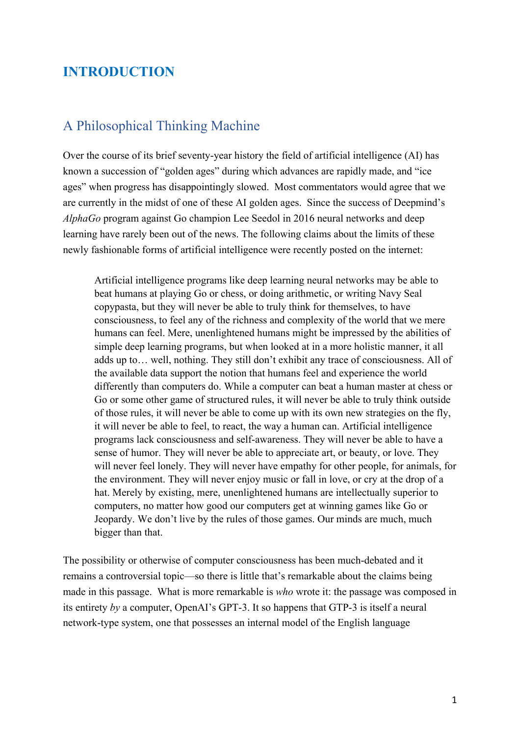# INTRODUCTION

## A Philosophical Thinking Machine

Over the course of its brief seventy-year history the field of artificial intelligence (AI) has known a succession of "golden ages" during which advances are rapidly made, and "ice ages" when progress has disappointingly slowed. Most commentators would agree that we are currently in the midst of one of these AI golden ages. Since the success of Deepmind's *AlphaGo* program against Go champion Lee Seedol in 2016 neural networks and deep learning have rarely been out of the news. The following claims about the limits of these newly fashionable forms of artificial intelligence were recently posted on the internet:

> Artificial intelligence programs like deep learning neural networks may be able to beat humans at playing Go or chess, or doing arithmetic, or writing Navy Seal copypasta, but they will never be able to truly think for themselves, to have consciousness, to feel any of the richness and complexity of the world that we mere humans can feel. Mere, unenlightened humans might be impressed by the abilities of simple deep learning programs, but when looked at in a more holistic manner, it all adds up to… well, nothing. They still don't exhibit any trace of consciousness. All of the available data support the notion that humans feel and experience the world differently than computers do. While a computer can beat a human master at chess or Go or some other game of structured rules, it will never be able to truly think outside of those rules, it will never be able to come up with its own new strategies on the fly, it will never be able to feel, to react, the way a human can. Artificial intelligence programs lack consciousness and self-awareness. They will never be able to have a sense of humor. They will never be able to appreciate art, or beauty, or love. They will never feel lonely. They will never have empathy for other people, for animals, for the environment. They will never enjoy music or fall in love, or cry at the drop of a hat. Merely by existing, mere, unenlightened humans are intellectually superior to computers, no matter how good our computers get at winning games like Go or Jeopardy. We don't live by the rules of those games. Our minds are much, much bigger than that.

The possibility or otherwise of computer consciousness has been much-debated and it remains a controversial topic—so there is little that's remarkable about the claims being made in this passage. What is more remarkable is *who* wrote it: the passage was composed in its entirety *by* a computer, OpenAI's GPT-3. It so happens that GTP-3 is itself a neural network-type system, one that possesses an internal model of the English language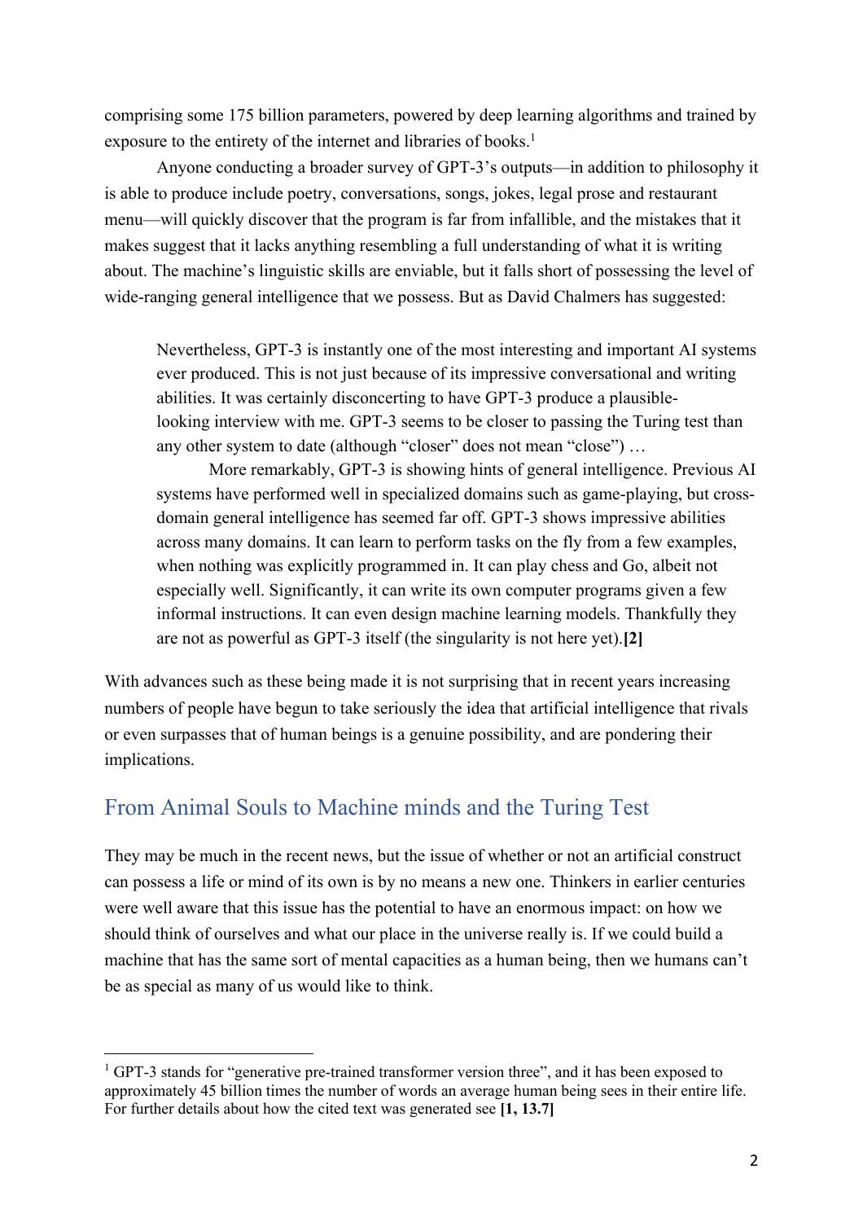comprising some 175 billion parameters, powered by deep learning algorithms and trained by exposure to the entirety of the internet and libraries of books.[1]

Anyone conducting a broader survey of GPT-3's outputs—in addition to philosophy it is able to produce include poetry, conversations, songs, jokes, legal prose and restaurant menu—will quickly discover that the program is far from infallible, and the mistakes that it makes suggest that it lacks anything resembling a full understanding of what it is writing about. The machine's linguistic skills are enviable, but it falls short of possessing the level of wide-ranging general intelligence that we possess. But as David Chalmers has suggested:

> Nevertheless, GPT-3 is instantly one of the most interesting and important AI systems ever produced. This is not just because of its impressive conversational and writing abilities. It was certainly disconcerting to have GPT-3 produce a plausible-looking interview with me. GPT-3 seems to be closer to passing the Turing test than any other system to date (although "closer" does not mean "close") …
>
> More remarkably, GPT-3 is showing hints of general intelligence. Previous AI systems have performed well in specialized domains such as game-playing, but cross-domain general intelligence has seemed far off. GPT-3 shows impressive abilities across many domains. It can learn to perform tasks on the fly from a few examples, when nothing was explicitly programmed in. It can play chess and Go, albeit not especially well. Significantly, it can write its own computer programs given a few informal instructions. It can even design machine learning models. Thankfully they are not as powerful as GPT-3 itself (the singularity is not here yet).**[2]**

With advances such as these being made it is not surprising that in recent years increasing numbers of people have begun to take seriously the idea that artificial intelligence that rivals or even surpasses that of human beings is a genuine possibility, and are pondering their implications.

## From Animal Souls to Machine minds and the Turing Test

They may be much in the recent news, but the issue of whether or not an artificial construct can possess a life or mind of its own is by no means a new one. Thinkers in earlier centuries were well aware that this issue has the potential to have an enormous impact: on how we should think of ourselves and what our place in the universe really is. If we could build a machine that has the same sort of mental capacities as a human being, then we humans can't be as special as many of us would like to think.

---

[1] GPT-3 stands for "generative pre-trained transformer version three", and it has been exposed to approximately 45 billion times the number of words an average human being sees in their entire life. For further details about how the cited text was generated see **[1, 13.7]**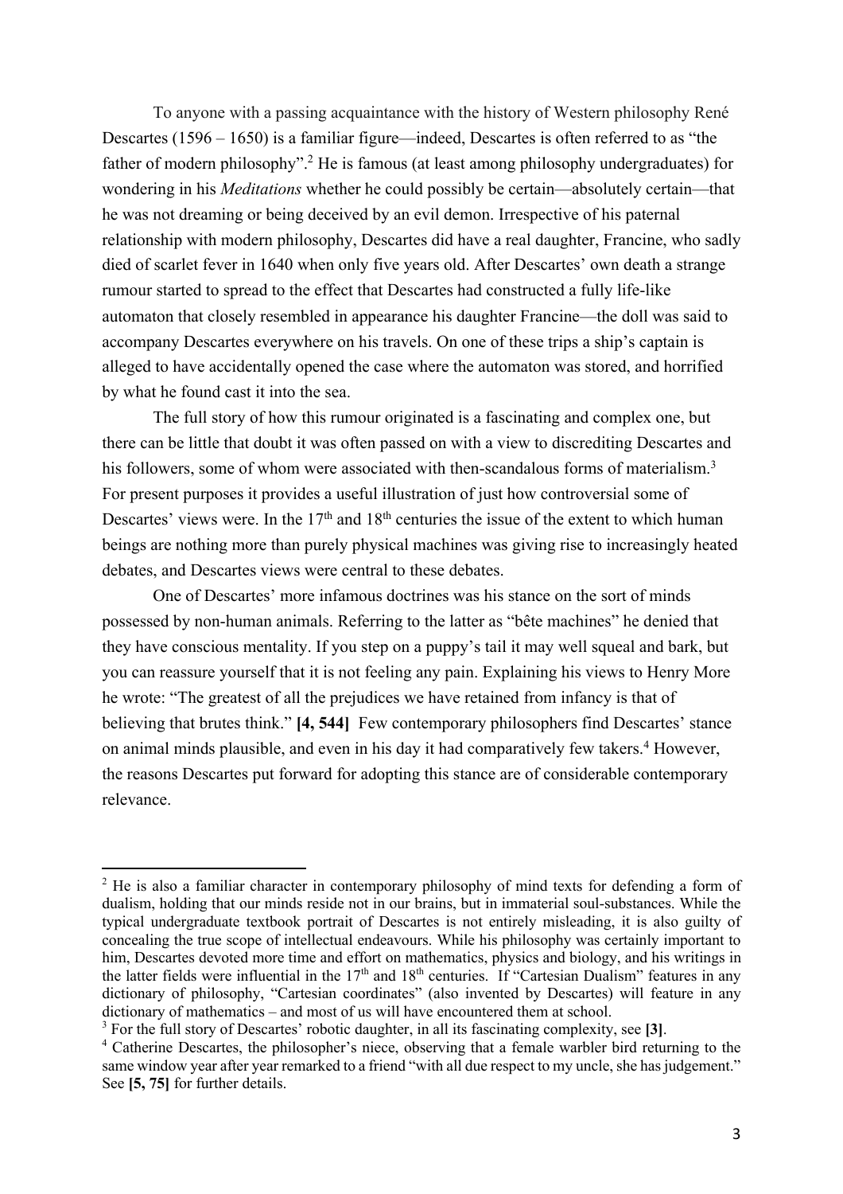To anyone with a passing acquaintance with the history of Western philosophy René Descartes (1596 – 1650) is a familiar figure—indeed, Descartes is often referred to as "the father of modern philosophy".[2] He is famous (at least among philosophy undergraduates) for wondering in his *Meditations* whether he could possibly be certain—absolutely certain—that he was not dreaming or being deceived by an evil demon. Irrespective of his paternal relationship with modern philosophy, Descartes did have a real daughter, Francine, who sadly died of scarlet fever in 1640 when only five years old. After Descartes' own death a strange rumour started to spread to the effect that Descartes had constructed a fully life-like automaton that closely resembled in appearance his daughter Francine—the doll was said to accompany Descartes everywhere on his travels. On one of these trips a ship's captain is alleged to have accidentally opened the case where the automaton was stored, and horrified by what he found cast it into the sea.

The full story of how this rumour originated is a fascinating and complex one, but there can be little that doubt it was often passed on with a view to discrediting Descartes and his followers, some of whom were associated with then-scandalous forms of materialism.[3] For present purposes it provides a useful illustration of just how controversial some of Descartes' views were. In the 17th and 18th centuries the issue of the extent to which human beings are nothing more than purely physical machines was giving rise to increasingly heated debates, and Descartes views were central to these debates.

One of Descartes' more infamous doctrines was his stance on the sort of minds possessed by non-human animals. Referring to the latter as "bête machines" he denied that they have conscious mentality. If you step on a puppy's tail it may well squeal and bark, but you can reassure yourself that it is not feeling any pain. Explaining his views to Henry More he wrote: "The greatest of all the prejudices we have retained from infancy is that of believing that brutes think." **[4, 544]** Few contemporary philosophers find Descartes' stance on animal minds plausible, and even in his day it had comparatively few takers.[4] However, the reasons Descartes put forward for adopting this stance are of considerable contemporary relevance.

---

[2] He is also a familiar character in contemporary philosophy of mind texts for defending a form of dualism, holding that our minds reside not in our brains, but in immaterial soul-substances. While the typical undergraduate textbook portrait of Descartes is not entirely misleading, it is also guilty of concealing the true scope of intellectual endeavours. While his philosophy was certainly important to him, Descartes devoted more time and effort on mathematics, physics and biology, and his writings in the latter fields were influential in the 17th and 18th centuries. If "Cartesian Dualism" features in any dictionary of philosophy, "Cartesian coordinates" (also invented by Descartes) will feature in any dictionary of mathematics – and most of us will have encountered them at school.

[3] For the full story of Descartes' robotic daughter, in all its fascinating complexity, see **[3]**.

[4] Catherine Descartes, the philosopher's niece, observing that a female warbler bird returning to the same window year after year remarked to a friend "with all due respect to my uncle, she has judgement." See **[5, 75]** for further details.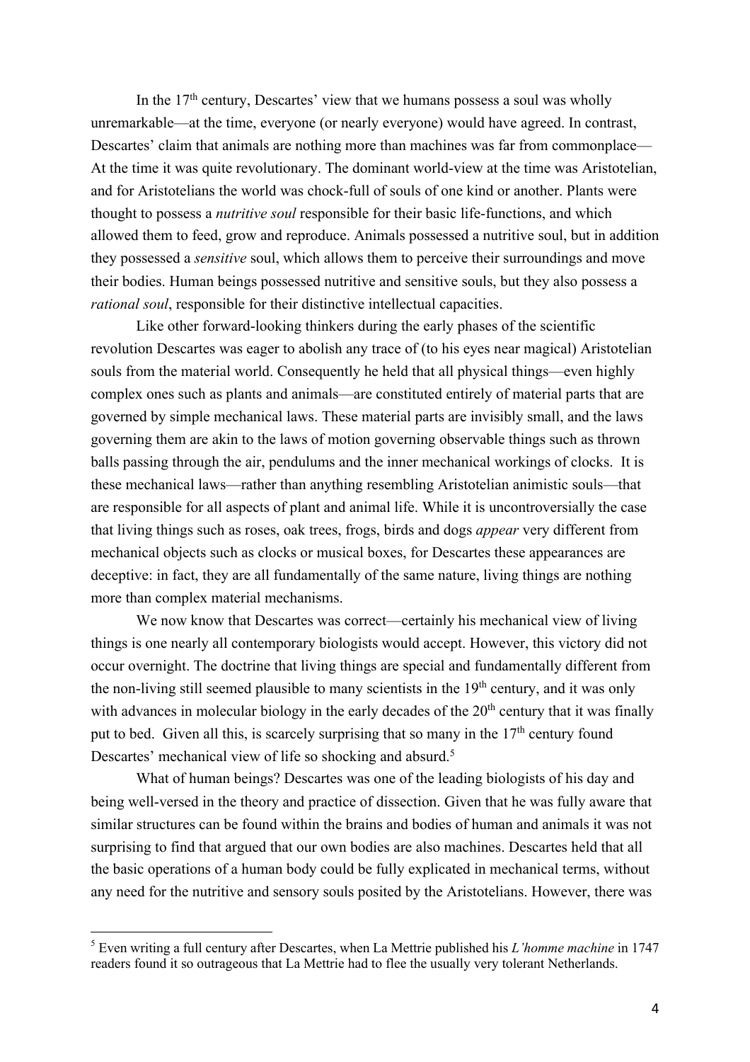In the 17th century, Descartes' view that we humans possess a soul was wholly unremarkable—at the time, everyone (or nearly everyone) would have agreed. In contrast, Descartes' claim that animals are nothing more than machines was far from commonplace—At the time it was quite revolutionary. The dominant world-view at the time was Aristotelian, and for Aristotelians the world was chock-full of souls of one kind or another. Plants were thought to possess a *nutritive soul* responsible for their basic life-functions, and which allowed them to feed, grow and reproduce. Animals possessed a nutritive soul, but in addition they possessed a *sensitive* soul, which allows them to perceive their surroundings and move their bodies. Human beings possessed nutritive and sensitive souls, but they also possess a *rational soul*, responsible for their distinctive intellectual capacities.

Like other forward-looking thinkers during the early phases of the scientific revolution Descartes was eager to abolish any trace of (to his eyes near magical) Aristotelian souls from the material world. Consequently he held that all physical things—even highly complex ones such as plants and animals—are constituted entirely of material parts that are governed by simple mechanical laws. These material parts are invisibly small, and the laws governing them are akin to the laws of motion governing observable things such as thrown balls passing through the air, pendulums and the inner mechanical workings of clocks. It is these mechanical laws—rather than anything resembling Aristotelian animistic souls—that are responsible for all aspects of plant and animal life. While it is uncontroversially the case that living things such as roses, oak trees, frogs, birds and dogs *appear* very different from mechanical objects such as clocks or musical boxes, for Descartes these appearances are deceptive: in fact, they are all fundamentally of the same nature, living things are nothing more than complex material mechanisms.

We now know that Descartes was correct—certainly his mechanical view of living things is one nearly all contemporary biologists would accept. However, this victory did not occur overnight. The doctrine that living things are special and fundamentally different from the non-living still seemed plausible to many scientists in the 19th century, and it was only with advances in molecular biology in the early decades of the 20th century that it was finally put to bed. Given all this, is scarcely surprising that so many in the 17th century found Descartes' mechanical view of life so shocking and absurd.[5]

What of human beings? Descartes was one of the leading biologists of his day and being well-versed in the theory and practice of dissection. Given that he was fully aware that similar structures can be found within the brains and bodies of human and animals it was not surprising to find that argued that our own bodies are also machines. Descartes held that all the basic operations of a human body could be fully explicated in mechanical terms, without any need for the nutritive and sensory souls posited by the Aristotelians. However, there was

[5] Even writing a full century after Descartes, when La Mettrie published his *L'homme machine* in 1747 readers found it so outrageous that La Mettrie had to flee the usually very tolerant Netherlands.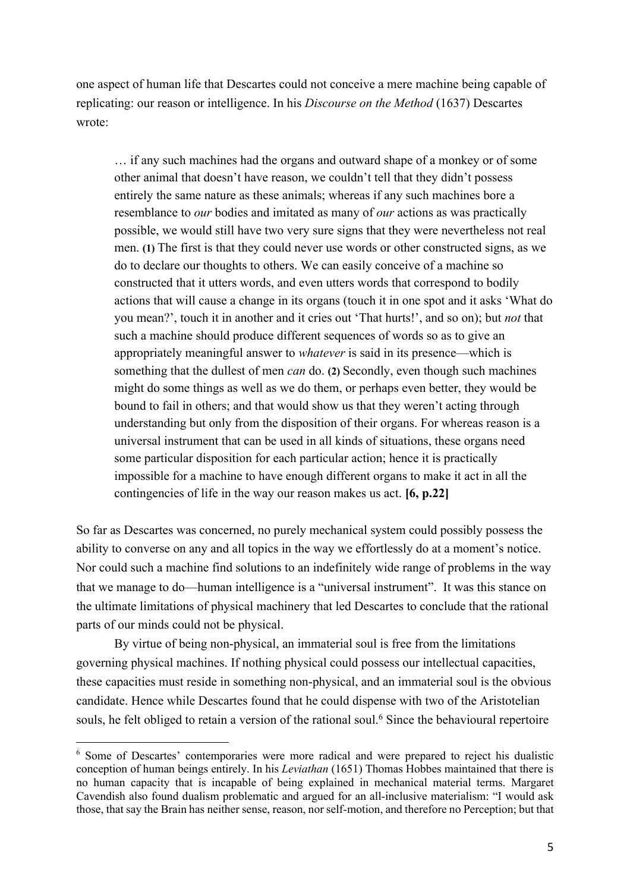one aspect of human life that Descartes could not conceive a mere machine being capable of replicating: our reason or intelligence. In his *Discourse on the Method* (1637) Descartes wrote:

> … if any such machines had the organs and outward shape of a monkey or of some other animal that doesn't have reason, we couldn't tell that they didn't possess entirely the same nature as these animals; whereas if any such machines bore a resemblance to *our* bodies and imitated as many of *our* actions as was practically possible, we would still have two very sure signs that they were nevertheless not real men. **(1)** The first is that they could never use words or other constructed signs, as we do to declare our thoughts to others. We can easily conceive of a machine so constructed that it utters words, and even utters words that correspond to bodily actions that will cause a change in its organs (touch it in one spot and it asks 'What do you mean?', touch it in another and it cries out 'That hurts!', and so on); but *not* that such a machine should produce different sequences of words so as to give an appropriately meaningful answer to *whatever* is said in its presence—which is something that the dullest of men *can* do. **(2)** Secondly, even though such machines might do some things as well as we do them, or perhaps even better, they would be bound to fail in others; and that would show us that they weren't acting through understanding but only from the disposition of their organs. For whereas reason is a universal instrument that can be used in all kinds of situations, these organs need some particular disposition for each particular action; hence it is practically impossible for a machine to have enough different organs to make it act in all the contingencies of life in the way our reason makes us act. **[6, p.22]**

So far as Descartes was concerned, no purely mechanical system could possibly possess the ability to converse on any and all topics in the way we effortlessly do at a moment's notice. Nor could such a machine find solutions to an indefinitely wide range of problems in the way that we manage to do—human intelligence is a "universal instrument". It was this stance on the ultimate limitations of physical machinery that led Descartes to conclude that the rational parts of our minds could not be physical.

By virtue of being non-physical, an immaterial soul is free from the limitations governing physical machines. If nothing physical could possess our intellectual capacities, these capacities must reside in something non-physical, and an immaterial soul is the obvious candidate. Hence while Descartes found that he could dispense with two of the Aristotelian souls, he felt obliged to retain a version of the rational soul.[6] Since the behavioural repertoire

---

[6] Some of Descartes' contemporaries were more radical and were prepared to reject his dualistic conception of human beings entirely. In his *Leviathan* (1651) Thomas Hobbes maintained that there is no human capacity that is incapable of being explained in mechanical material terms. Margaret Cavendish also found dualism problematic and argued for an all-inclusive materialism: "I would ask those, that say the Brain has neither sense, reason, nor self-motion, and therefore no Perception; but that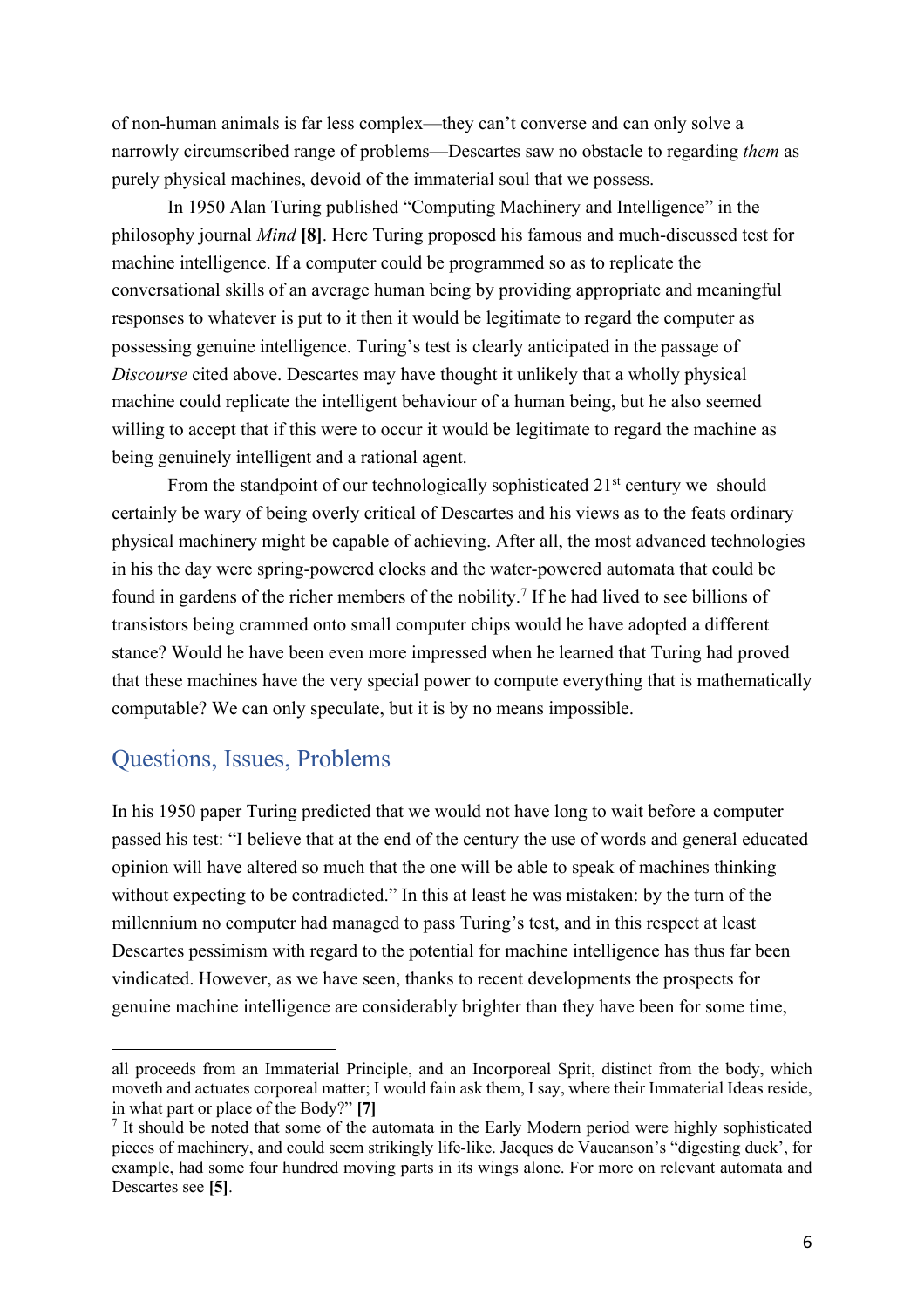of non-human animals is far less complex—they can't converse and can only solve a narrowly circumscribed range of problems—Descartes saw no obstacle to regarding *them* as purely physical machines, devoid of the immaterial soul that we possess.

In 1950 Alan Turing published "Computing Machinery and Intelligence" in the philosophy journal *Mind* **[8]**. Here Turing proposed his famous and much-discussed test for machine intelligence. If a computer could be programmed so as to replicate the conversational skills of an average human being by providing appropriate and meaningful responses to whatever is put to it then it would be legitimate to regard the computer as possessing genuine intelligence. Turing's test is clearly anticipated in the passage of *Discourse* cited above. Descartes may have thought it unlikely that a wholly physical machine could replicate the intelligent behaviour of a human being, but he also seemed willing to accept that if this were to occur it would be legitimate to regard the machine as being genuinely intelligent and a rational agent.

From the standpoint of our technologically sophisticated 21st century we should certainly be wary of being overly critical of Descartes and his views as to the feats ordinary physical machinery might be capable of achieving. After all, the most advanced technologies in his the day were spring-powered clocks and the water-powered automata that could be found in gardens of the richer members of the nobility.[7] If he had lived to see billions of transistors being crammed onto small computer chips would he have adopted a different stance? Would he have been even more impressed when he learned that Turing had proved that these machines have the very special power to compute everything that is mathematically computable? We can only speculate, but it is by no means impossible.

## Questions, Issues, Problems

In his 1950 paper Turing predicted that we would not have long to wait before a computer passed his test: "I believe that at the end of the century the use of words and general educated opinion will have altered so much that the one will be able to speak of machines thinking without expecting to be contradicted." In this at least he was mistaken: by the turn of the millennium no computer had managed to pass Turing's test, and in this respect at least Descartes pessimism with regard to the potential for machine intelligence has thus far been vindicated. However, as we have seen, thanks to recent developments the prospects for genuine machine intelligence are considerably brighter than they have been for some time,

---

all proceeds from an Immaterial Principle, and an Incorporeal Sprit, distinct from the body, which moveth and actuates corporeal matter; I would fain ask them, I say, where their Immaterial Ideas reside, in what part or place of the Body?" **[7]**

[7] It should be noted that some of the automata in the Early Modern period were highly sophisticated pieces of machinery, and could seem strikingly life-like. Jacques de Vaucanson's "digesting duck', for example, had some four hundred moving parts in its wings alone. For more on relevant automata and Descartes see **[5]**.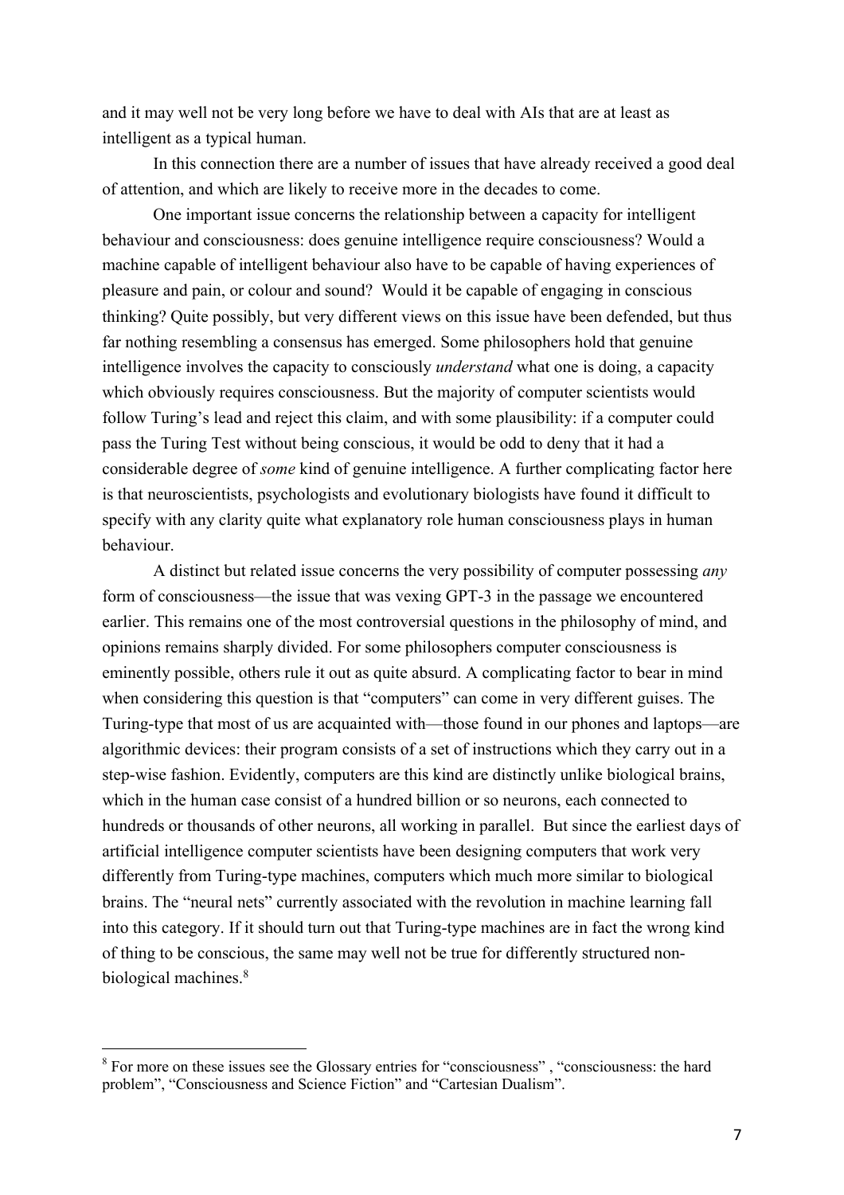and it may well not be very long before we have to deal with AIs that are at least as intelligent as a typical human.

In this connection there are a number of issues that have already received a good deal of attention, and which are likely to receive more in the decades to come.

One important issue concerns the relationship between a capacity for intelligent behaviour and consciousness: does genuine intelligence require consciousness? Would a machine capable of intelligent behaviour also have to be capable of having experiences of pleasure and pain, or colour and sound? Would it be capable of engaging in conscious thinking? Quite possibly, but very different views on this issue have been defended, but thus far nothing resembling a consensus has emerged. Some philosophers hold that genuine intelligence involves the capacity to consciously *understand* what one is doing, a capacity which obviously requires consciousness. But the majority of computer scientists would follow Turing's lead and reject this claim, and with some plausibility: if a computer could pass the Turing Test without being conscious, it would be odd to deny that it had a considerable degree of *some* kind of genuine intelligence. A further complicating factor here is that neuroscientists, psychologists and evolutionary biologists have found it difficult to specify with any clarity quite what explanatory role human consciousness plays in human behaviour.

A distinct but related issue concerns the very possibility of computer possessing *any* form of consciousness—the issue that was vexing GPT-3 in the passage we encountered earlier. This remains one of the most controversial questions in the philosophy of mind, and opinions remains sharply divided. For some philosophers computer consciousness is eminently possible, others rule it out as quite absurd. A complicating factor to bear in mind when considering this question is that "computers" can come in very different guises. The Turing-type that most of us are acquainted with—those found in our phones and laptops—are algorithmic devices: their program consists of a set of instructions which they carry out in a step-wise fashion. Evidently, computers are this kind are distinctly unlike biological brains, which in the human case consist of a hundred billion or so neurons, each connected to hundreds or thousands of other neurons, all working in parallel. But since the earliest days of artificial intelligence computer scientists have been designing computers that work very differently from Turing-type machines, computers which much more similar to biological brains. The "neural nets" currently associated with the revolution in machine learning fall into this category. If it should turn out that Turing-type machines are in fact the wrong kind of thing to be conscious, the same may well not be true for differently structured non-biological machines.[8]

[8] For more on these issues see the Glossary entries for "consciousness" , "consciousness: the hard problem", "Consciousness and Science Fiction" and "Cartesian Dualism".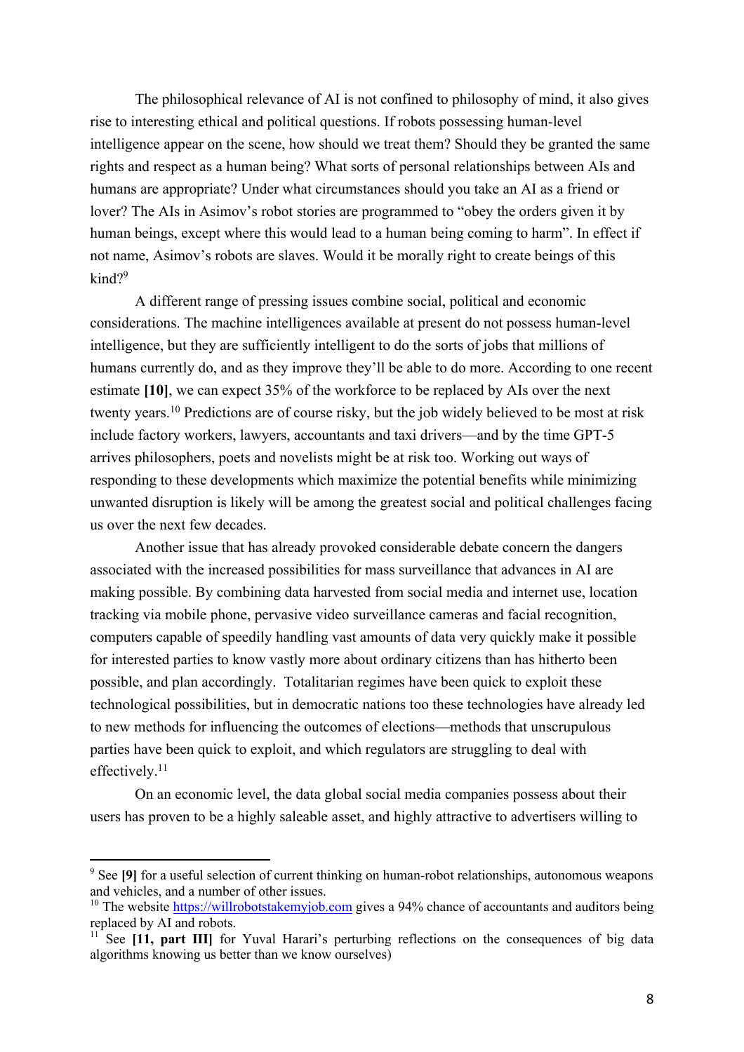The philosophical relevance of AI is not confined to philosophy of mind, it also gives rise to interesting ethical and political questions. If robots possessing human-level intelligence appear on the scene, how should we treat them? Should they be granted the same rights and respect as a human being? What sorts of personal relationships between AIs and humans are appropriate? Under what circumstances should you take an AI as a friend or lover? The AIs in Asimov's robot stories are programmed to "obey the orders given it by human beings, except where this would lead to a human being coming to harm". In effect if not name, Asimov's robots are slaves. Would it be morally right to create beings of this kind?[9]

A different range of pressing issues combine social, political and economic considerations. The machine intelligences available at present do not possess human-level intelligence, but they are sufficiently intelligent to do the sorts of jobs that millions of humans currently do, and as they improve they'll be able to do more. According to one recent estimate **[10]**, we can expect 35% of the workforce to be replaced by AIs over the next twenty years.[10] Predictions are of course risky, but the job widely believed to be most at risk include factory workers, lawyers, accountants and taxi drivers—and by the time GPT-5 arrives philosophers, poets and novelists might be at risk too. Working out ways of responding to these developments which maximize the potential benefits while minimizing unwanted disruption is likely will be among the greatest social and political challenges facing us over the next few decades.

Another issue that has already provoked considerable debate concern the dangers associated with the increased possibilities for mass surveillance that advances in AI are making possible. By combining data harvested from social media and internet use, location tracking via mobile phone, pervasive video surveillance cameras and facial recognition, computers capable of speedily handling vast amounts of data very quickly make it possible for interested parties to know vastly more about ordinary citizens than has hitherto been possible, and plan accordingly. Totalitarian regimes have been quick to exploit these technological possibilities, but in democratic nations too these technologies have already led to new methods for influencing the outcomes of elections—methods that unscrupulous parties have been quick to exploit, and which regulators are struggling to deal with effectively.[11]

On an economic level, the data global social media companies possess about their users has proven to be a highly saleable asset, and highly attractive to advertisers willing to

---

[9] See **[9]** for a useful selection of current thinking on human-robot relationships, autonomous weapons and vehicles, and a number of other issues.

[10] The website https://willrobotstakemyjob.com gives a 94% chance of accountants and auditors being replaced by AI and robots.

[11] See **[11, part III]** for Yuval Harari's perturbing reflections on the consequences of big data algorithms knowing us better than we know ourselves)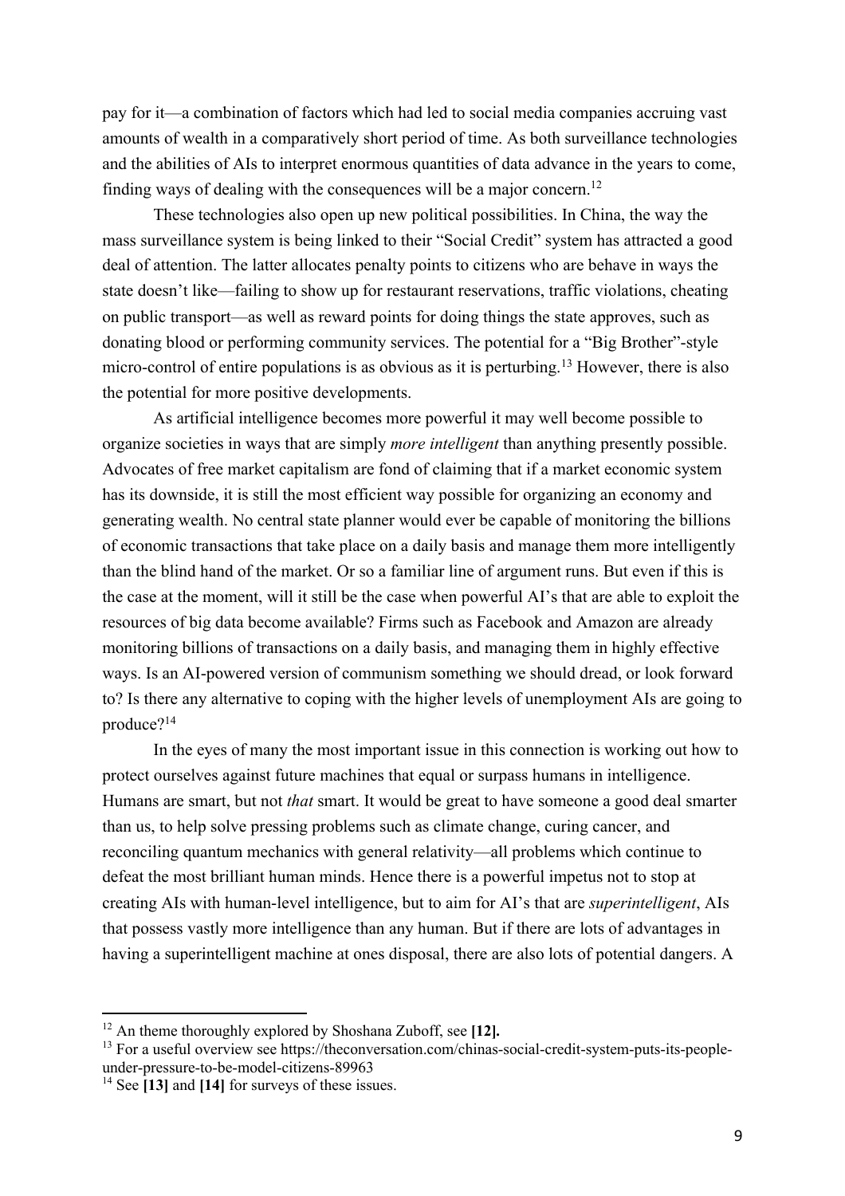pay for it—a combination of factors which had led to social media companies accruing vast amounts of wealth in a comparatively short period of time. As both surveillance technologies and the abilities of AIs to interpret enormous quantities of data advance in the years to come, finding ways of dealing with the consequences will be a major concern.[12]

These technologies also open up new political possibilities. In China, the way the mass surveillance system is being linked to their "Social Credit" system has attracted a good deal of attention. The latter allocates penalty points to citizens who are behave in ways the state doesn't like—failing to show up for restaurant reservations, traffic violations, cheating on public transport—as well as reward points for doing things the state approves, such as donating blood or performing community services. The potential for a "Big Brother"-style micro-control of entire populations is as obvious as it is perturbing.[13] However, there is also the potential for more positive developments.

As artificial intelligence becomes more powerful it may well become possible to organize societies in ways that are simply *more intelligent* than anything presently possible. Advocates of free market capitalism are fond of claiming that if a market economic system has its downside, it is still the most efficient way possible for organizing an economy and generating wealth. No central state planner would ever be capable of monitoring the billions of economic transactions that take place on a daily basis and manage them more intelligently than the blind hand of the market. Or so a familiar line of argument runs. But even if this is the case at the moment, will it still be the case when powerful AI's that are able to exploit the resources of big data become available? Firms such as Facebook and Amazon are already monitoring billions of transactions on a daily basis, and managing them in highly effective ways. Is an AI-powered version of communism something we should dread, or look forward to? Is there any alternative to coping with the higher levels of unemployment AIs are going to produce?[14]

In the eyes of many the most important issue in this connection is working out how to protect ourselves against future machines that equal or surpass humans in intelligence. Humans are smart, but not *that* smart. It would be great to have someone a good deal smarter than us, to help solve pressing problems such as climate change, curing cancer, and reconciling quantum mechanics with general relativity—all problems which continue to defeat the most brilliant human minds. Hence there is a powerful impetus not to stop at creating AIs with human-level intelligence, but to aim for AI's that are *superintelligent*, AIs that possess vastly more intelligence than any human. But if there are lots of advantages in having a superintelligent machine at ones disposal, there are also lots of potential dangers. A

---

[12] An theme thoroughly explored by Shoshana Zuboff, see **[12].**

[13] For a useful overview see https://theconversation.com/chinas-social-credit-system-puts-its-people-under-pressure-to-be-model-citizens-89963

[14] See **[13]** and **[14]** for surveys of these issues.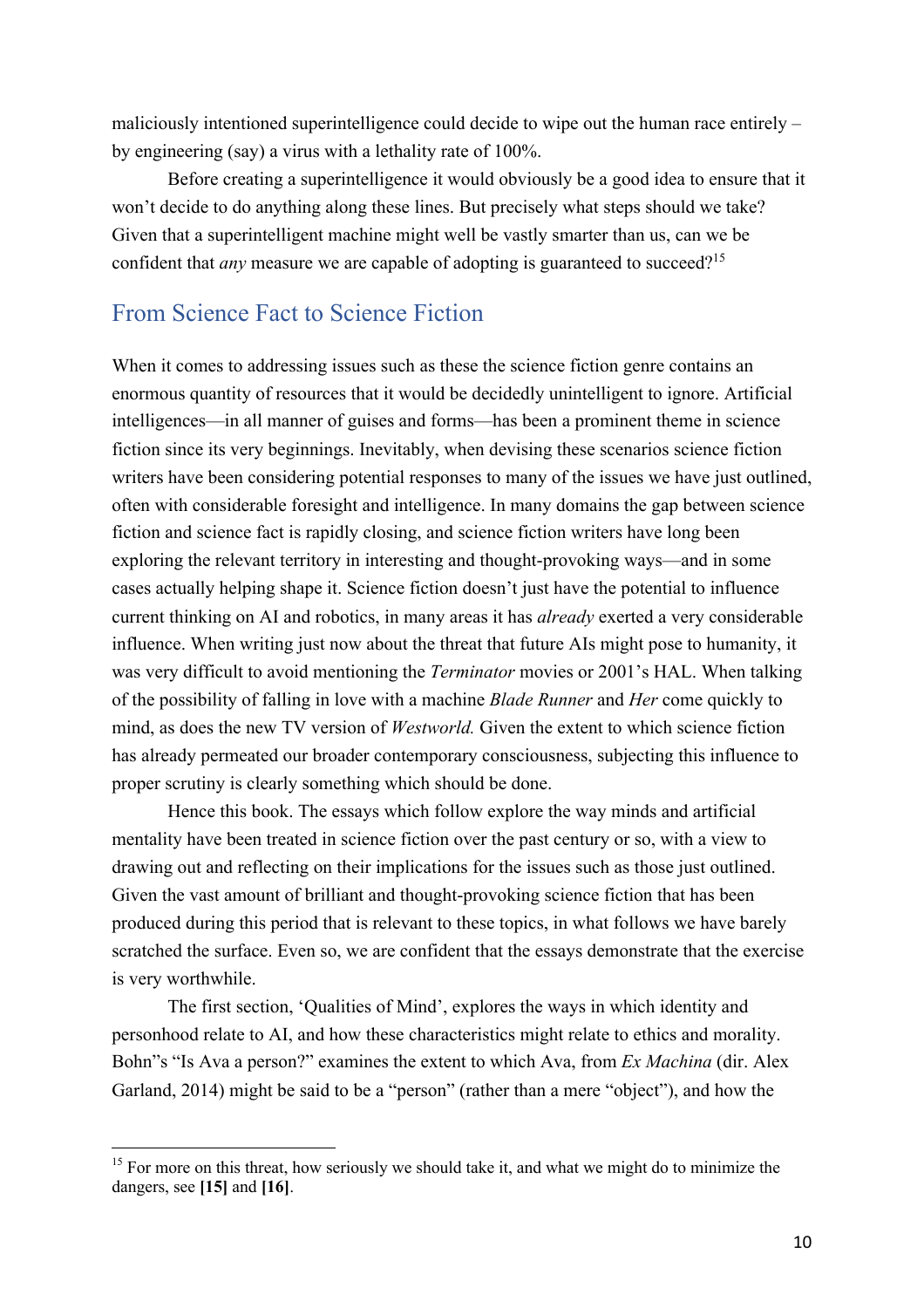maliciously intentioned superintelligence could decide to wipe out the human race entirely – by engineering (say) a virus with a lethality rate of 100%.

Before creating a superintelligence it would obviously be a good idea to ensure that it won't decide to do anything along these lines. But precisely what steps should we take? Given that a superintelligent machine might well be vastly smarter than us, can we be confident that *any* measure we are capable of adopting is guaranteed to succeed?[15]

## From Science Fact to Science Fiction

When it comes to addressing issues such as these the science fiction genre contains an enormous quantity of resources that it would be decidedly unintelligent to ignore. Artificial intelligences—in all manner of guises and forms—has been a prominent theme in science fiction since its very beginnings. Inevitably, when devising these scenarios science fiction writers have been considering potential responses to many of the issues we have just outlined, often with considerable foresight and intelligence. In many domains the gap between science fiction and science fact is rapidly closing, and science fiction writers have long been exploring the relevant territory in interesting and thought-provoking ways—and in some cases actually helping shape it. Science fiction doesn't just have the potential to influence current thinking on AI and robotics, in many areas it has *already* exerted a very considerable influence. When writing just now about the threat that future AIs might pose to humanity, it was very difficult to avoid mentioning the *Terminator* movies or 2001's HAL. When talking of the possibility of falling in love with a machine *Blade Runner* and *Her* come quickly to mind, as does the new TV version of *Westworld.* Given the extent to which science fiction has already permeated our broader contemporary consciousness, subjecting this influence to proper scrutiny is clearly something which should be done.

Hence this book. The essays which follow explore the way minds and artificial mentality have been treated in science fiction over the past century or so, with a view to drawing out and reflecting on their implications for the issues such as those just outlined. Given the vast amount of brilliant and thought-provoking science fiction that has been produced during this period that is relevant to these topics, in what follows we have barely scratched the surface. Even so, we are confident that the essays demonstrate that the exercise is very worthwhile.

The first section, 'Qualities of Mind', explores the ways in which identity and personhood relate to AI, and how these characteristics might relate to ethics and morality. Bohn"s "Is Ava a person?" examines the extent to which Ava, from *Ex Machina* (dir. Alex Garland, 2014) might be said to be a "person" (rather than a mere "object"), and how the

---

[15] For more on this threat, how seriously we should take it, and what we might do to minimize the dangers, see **[15]** and **[16]**.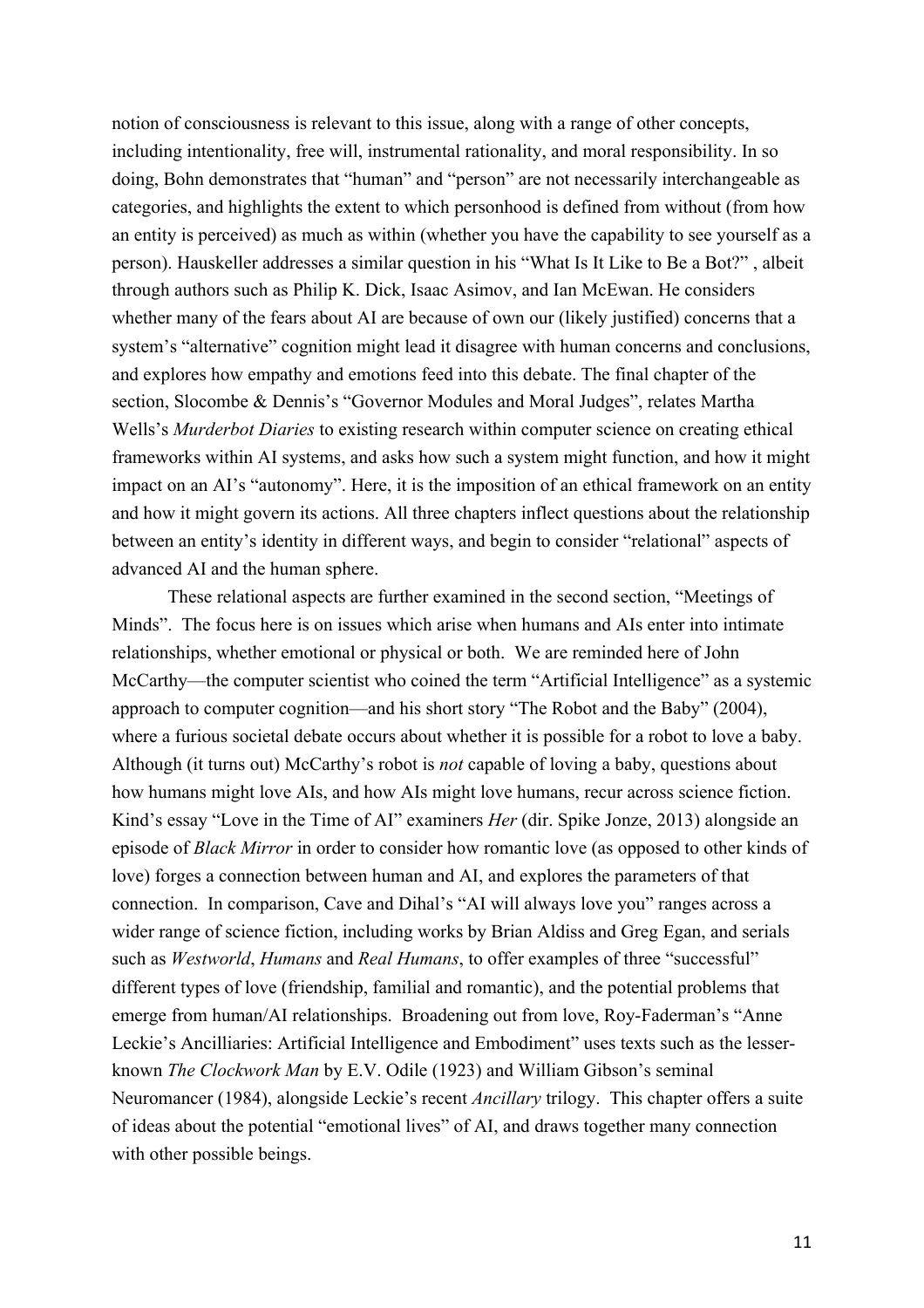notion of consciousness is relevant to this issue, along with a range of other concepts, including intentionality, free will, instrumental rationality, and moral responsibility. In so doing, Bohn demonstrates that "human" and "person" are not necessarily interchangeable as categories, and highlights the extent to which personhood is defined from without (from how an entity is perceived) as much as within (whether you have the capability to see yourself as a person). Hauskeller addresses a similar question in his "What Is It Like to Be a Bot?" , albeit through authors such as Philip K. Dick, Isaac Asimov, and Ian McEwan. He considers whether many of the fears about AI are because of own our (likely justified) concerns that a system's "alternative" cognition might lead it disagree with human concerns and conclusions, and explores how empathy and emotions feed into this debate. The final chapter of the section, Slocombe & Dennis's "Governor Modules and Moral Judges", relates Martha Wells's *Murderbot Diaries* to existing research within computer science on creating ethical frameworks within AI systems, and asks how such a system might function, and how it might impact on an AI's "autonomy". Here, it is the imposition of an ethical framework on an entity and how it might govern its actions. All three chapters inflect questions about the relationship between an entity's identity in different ways, and begin to consider "relational" aspects of advanced AI and the human sphere.

These relational aspects are further examined in the second section, "Meetings of Minds". The focus here is on issues which arise when humans and AIs enter into intimate relationships, whether emotional or physical or both. We are reminded here of John McCarthy—the computer scientist who coined the term "Artificial Intelligence" as a systemic approach to computer cognition—and his short story "The Robot and the Baby" (2004), where a furious societal debate occurs about whether it is possible for a robot to love a baby. Although (it turns out) McCarthy's robot is *not* capable of loving a baby, questions about how humans might love AIs, and how AIs might love humans, recur across science fiction. Kind's essay "Love in the Time of AI" examiners *Her* (dir. Spike Jonze, 2013) alongside an episode of *Black Mirror* in order to consider how romantic love (as opposed to other kinds of love) forges a connection between human and AI, and explores the parameters of that connection. In comparison, Cave and Dihal's "AI will always love you" ranges across a wider range of science fiction, including works by Brian Aldiss and Greg Egan, and serials such as *Westworld*, *Humans* and *Real Humans*, to offer examples of three "successful" different types of love (friendship, familial and romantic), and the potential problems that emerge from human/AI relationships. Broadening out from love, Roy-Faderman's "Anne Leckie's Ancilliaries: Artificial Intelligence and Embodiment" uses texts such as the lesser-known *The Clockwork Man* by E.V. Odile (1923) and William Gibson's seminal Neuromancer (1984), alongside Leckie's recent *Ancillary* trilogy. This chapter offers a suite of ideas about the potential "emotional lives" of AI, and draws together many connection with other possible beings.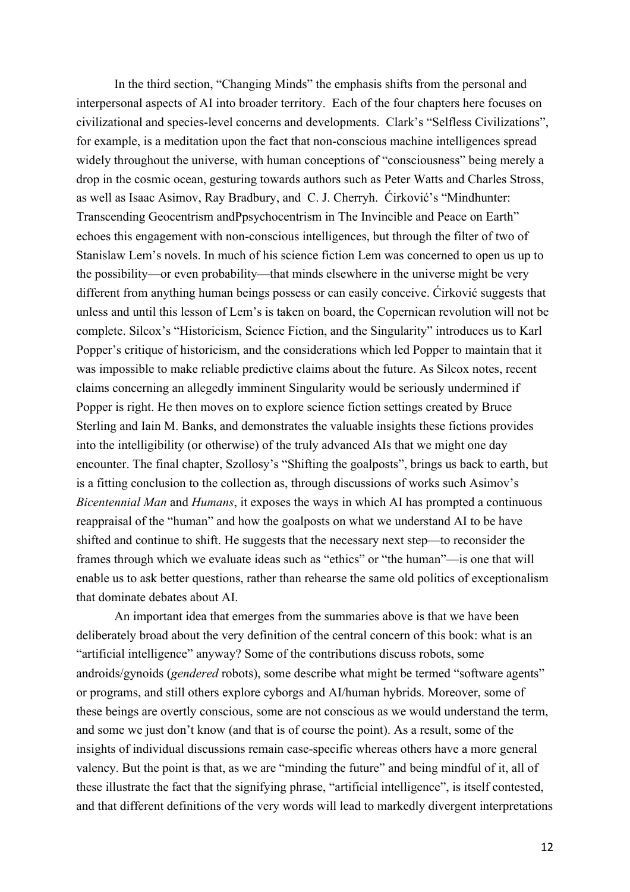In the third section, "Changing Minds" the emphasis shifts from the personal and interpersonal aspects of AI into broader territory. Each of the four chapters here focuses on civilizational and species-level concerns and developments. Clark's "Selfless Civilizations", for example, is a meditation upon the fact that non-conscious machine intelligences spread widely throughout the universe, with human conceptions of "consciousness" being merely a drop in the cosmic ocean, gesturing towards authors such as Peter Watts and Charles Stross, as well as Isaac Asimov, Ray Bradbury, and C. J. Cherryh. Ćirković's "Mindhunter: Transcending Geocentrism andPpsychocentrism in The Invincible and Peace on Earth" echoes this engagement with non-conscious intelligences, but through the filter of two of Stanislaw Lem's novels. In much of his science fiction Lem was concerned to open us up to the possibility—or even probability—that minds elsewhere in the universe might be very different from anything human beings possess or can easily conceive. Ćirković suggests that unless and until this lesson of Lem's is taken on board, the Copernican revolution will not be complete. Silcox's "Historicism, Science Fiction, and the Singularity" introduces us to Karl Popper's critique of historicism, and the considerations which led Popper to maintain that it was impossible to make reliable predictive claims about the future. As Silcox notes, recent claims concerning an allegedly imminent Singularity would be seriously undermined if Popper is right. He then moves on to explore science fiction settings created by Bruce Sterling and Iain M. Banks, and demonstrates the valuable insights these fictions provides into the intelligibility (or otherwise) of the truly advanced AIs that we might one day encounter. The final chapter, Szollosy's "Shifting the goalposts", brings us back to earth, but is a fitting conclusion to the collection as, through discussions of works such Asimov's *Bicentennial Man* and *Humans*, it exposes the ways in which AI has prompted a continuous reappraisal of the "human" and how the goalposts on what we understand AI to be have shifted and continue to shift. He suggests that the necessary next step—to reconsider the frames through which we evaluate ideas such as "ethics" or "the human"—is one that will enable us to ask better questions, rather than rehearse the same old politics of exceptionalism that dominate debates about AI.

An important idea that emerges from the summaries above is that we have been deliberately broad about the very definition of the central concern of this book: what is an "artificial intelligence" anyway? Some of the contributions discuss robots, some androids/gynoids (*gendered* robots), some describe what might be termed "software agents" or programs, and still others explore cyborgs and AI/human hybrids. Moreover, some of these beings are overtly conscious, some are not conscious as we would understand the term, and some we just don't know (and that is of course the point). As a result, some of the insights of individual discussions remain case-specific whereas others have a more general valency. But the point is that, as we are "minding the future" and being mindful of it, all of these illustrate the fact that the signifying phrase, "artificial intelligence", is itself contested, and that different definitions of the very words will lead to markedly divergent interpretations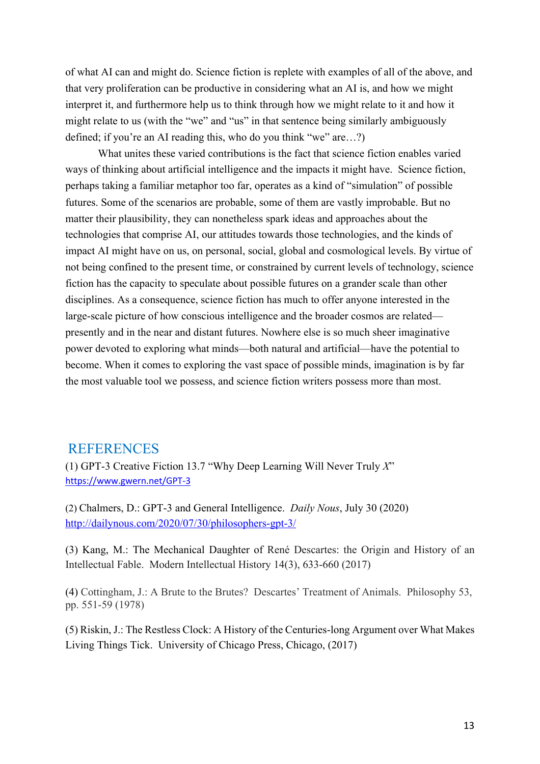of what AI can and might do. Science fiction is replete with examples of all of the above, and that very proliferation can be productive in considering what an AI is, and how we might interpret it, and furthermore help us to think through how we might relate to it and how it might relate to us (with the "we" and "us" in that sentence being similarly ambiguously defined; if you're an AI reading this, who do you think "we" are…?)

What unites these varied contributions is the fact that science fiction enables varied ways of thinking about artificial intelligence and the impacts it might have. Science fiction, perhaps taking a familiar metaphor too far, operates as a kind of "simulation" of possible futures. Some of the scenarios are probable, some of them are vastly improbable. But no matter their plausibility, they can nonetheless spark ideas and approaches about the technologies that comprise AI, our attitudes towards those technologies, and the kinds of impact AI might have on us, on personal, social, global and cosmological levels. By virtue of not being confined to the present time, or constrained by current levels of technology, science fiction has the capacity to speculate about possible futures on a grander scale than other disciplines. As a consequence, science fiction has much to offer anyone interested in the large-scale picture of how conscious intelligence and the broader cosmos are related—presently and in the near and distant futures. Nowhere else is so much sheer imaginative power devoted to exploring what minds—both natural and artificial—have the potential to become. When it comes to exploring the vast space of possible minds, imagination is by far the most valuable tool we possess, and science fiction writers possess more than most.

## REFERENCES

(1) GPT-3 Creative Fiction 13.7 "Why Deep Learning Will Never Truly *X*" https://www.gwern.net/GPT-3

(2) Chalmers, D.: GPT-3 and General Intelligence. *Daily Nous*, July 30 (2020) http://dailynous.com/2020/07/30/philosophers-gpt-3/

(3) Kang, M.: The Mechanical Daughter of René Descartes: the Origin and History of an Intellectual Fable. Modern Intellectual History 14(3), 633-660 (2017)

(4) Cottingham, J.: A Brute to the Brutes? Descartes' Treatment of Animals. Philosophy 53, pp. 551-59 (1978)

(5) Riskin, J.: The Restless Clock: A History of the Centuries-long Argument over What Makes Living Things Tick. University of Chicago Press, Chicago, (2017)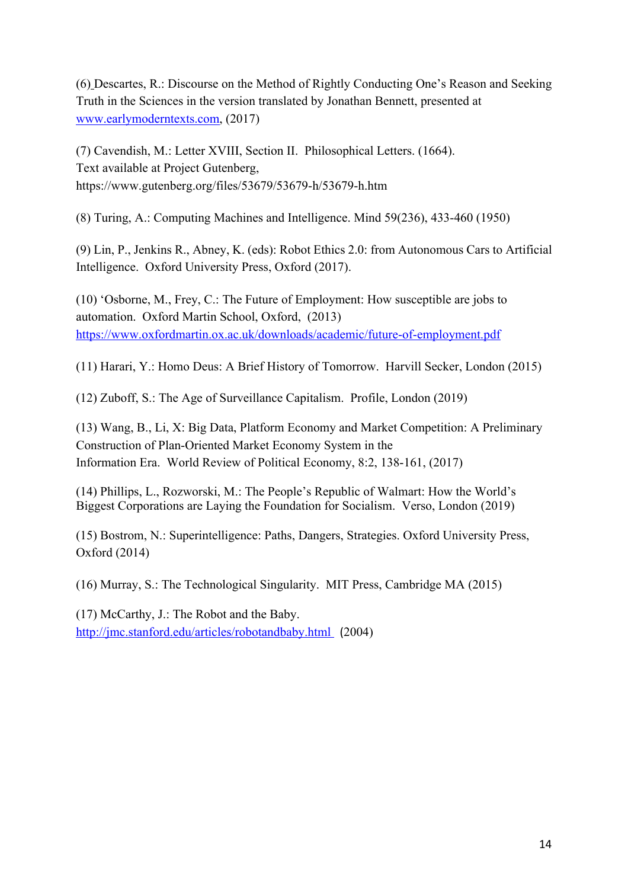(6) Descartes, R.: Discourse on the Method of Rightly Conducting One's Reason and Seeking Truth in the Sciences in the version translated by Jonathan Bennett, presented at www.earlymoderntexts.com, (2017)

(7) Cavendish, M.: Letter XVIII, Section II. Philosophical Letters. (1664). Text available at Project Gutenberg, https://www.gutenberg.org/files/53679/53679-h/53679-h.htm

(8) Turing, A.: Computing Machines and Intelligence. Mind 59(236), 433-460 (1950)

(9) Lin, P., Jenkins R., Abney, K. (eds): Robot Ethics 2.0: from Autonomous Cars to Artificial Intelligence. Oxford University Press, Oxford (2017).

(10) 'Osborne, M., Frey, C.: The Future of Employment: How susceptible are jobs to automation. Oxford Martin School, Oxford, (2013) https://www.oxfordmartin.ox.ac.uk/downloads/academic/future-of-employment.pdf

(11) Harari, Y.: Homo Deus: A Brief History of Tomorrow. Harvill Secker, London (2015)

(12) Zuboff, S.: The Age of Surveillance Capitalism. Profile, London (2019)

(13) Wang, B., Li, X: Big Data, Platform Economy and Market Competition: A Preliminary Construction of Plan-Oriented Market Economy System in the Information Era. World Review of Political Economy, 8:2, 138-161, (2017)

(14) Phillips, L., Rozworski, M.: The People's Republic of Walmart: How the World's Biggest Corporations are Laying the Foundation for Socialism. Verso, London (2019)

(15) Bostrom, N.: Superintelligence: Paths, Dangers, Strategies. Oxford University Press, Oxford (2014)

(16) Murray, S.: The Technological Singularity. MIT Press, Cambridge MA (2015)

(17) McCarthy, J.: The Robot and the Baby. http://jmc.stanford.edu/articles/robotandbaby.html (2004)